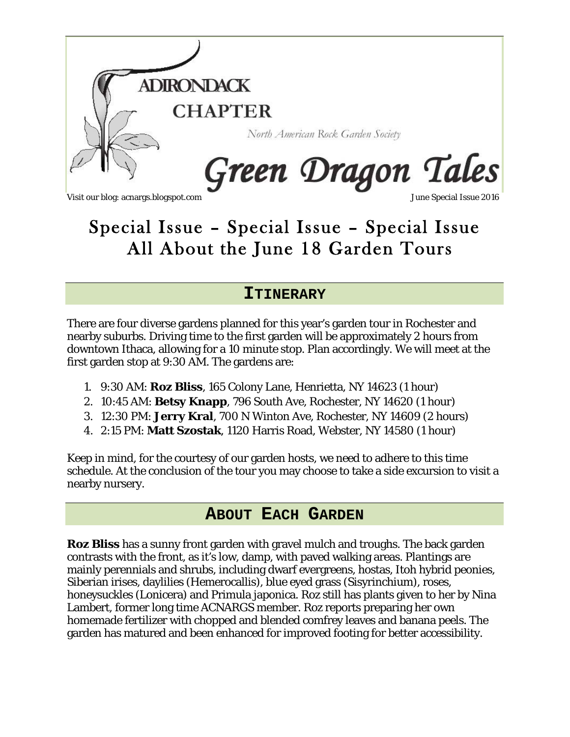ADIRONDACK CHAPTER

North American Rock Garden Society

# Green Dragon Tales

Visit our blog: acnargs.blogspot.com

June Special Issue 2016

# Special Issue – Special Issue – Special Issue All About the June 18 Garden Tours

## ITINERARY

There are four diverse gardens planned for this year's garden tour in Rochester and nearby suburbs. Driving time to the first garden will be approximately 2 hours from downtown Ithaca, allowing for a 10 minute stop. Plan accordingly. We will meet at the first garden stop at 9:30 AM. The gardens are:

1. 9:30 AM: **Roz Bliss**, 165 Colony Lane, Henrietta, NY 14623 (1 hour)
2. 10:45 AM: **Betsy Knapp**, 796 South Ave, Rochester, NY 14620 (1 hour)
3. 12:30 PM: **Jerry Kral**, 700 N Winton Ave, Rochester, NY 14609 (2 hours)
4. 2:15 PM: **Matt Szostak**, 1120 Harris Road, Webster, NY 14580 (1 hour)

Keep in mind, for the courtesy of our garden hosts, we need to adhere to this time schedule. At the conclusion of the tour you may choose to take a side excursion to visit a nearby nursery.

## ABOUT EACH GARDEN

**Roz Bliss** has a sunny front garden with gravel mulch and troughs. The back garden contrasts with the front, as it's low, damp, with paved walking areas. Plantings are mainly perennials and shrubs, including dwarf evergreens, hostas, Itoh hybrid peonies, Siberian irises, daylilies (Hemerocallis), blue eyed grass (Sisyrinchium), roses, honeysuckles (Lonicera) and Primula japonica. Roz still has plants given to her by Nina Lambert, former long time ACNARGS member. Roz reports preparing her own homemade fertilizer with chopped and blended comfrey leaves and banana peels. The garden has matured and been enhanced for improved footing for better accessibility.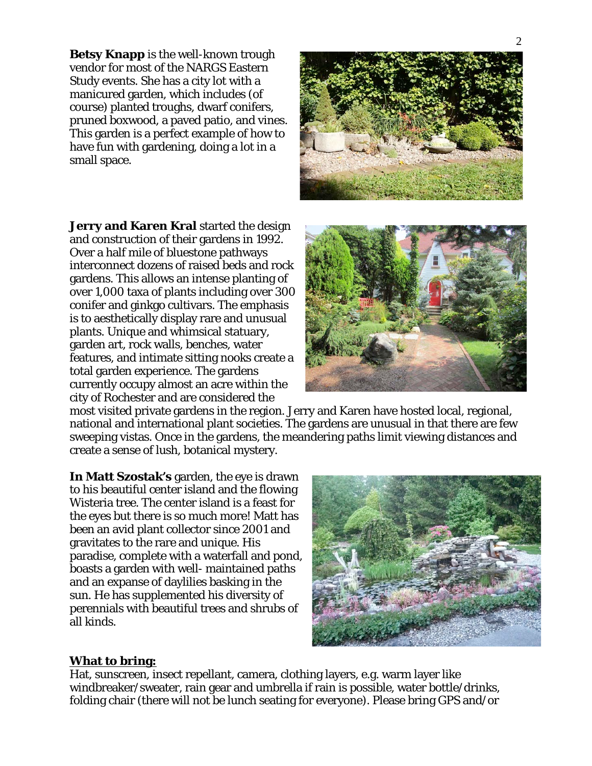**Betsy Knapp** is the well-known trough vendor for most of the NARGS Eastern Study events. She has a city lot with a manicured garden, which includes (of course) planted troughs, dwarf conifers, pruned boxwood, a paved patio, and vines. This garden is a perfect example of how to have fun with gardening, doing a lot in a small space.

**Jerry and Karen Kral** started the design and construction of their gardens in 1992. Over a half mile of bluestone pathways interconnect dozens of raised beds and rock gardens. This allows an intense planting of over 1,000 taxa of plants including over 300 conifer and ginkgo cultivars. The emphasis is to aesthetically display rare and unusual plants. Unique and whimsical statuary, garden art, rock walls, benches, water features, and intimate sitting nooks create a total garden experience. The gardens currently occupy almost an acre within the city of Rochester and are considered the most visited private gardens in the region. Jerry and Karen have hosted local, regional, national and international plant societies. The gardens are unusual in that there are few sweeping vistas. Once in the gardens, the meandering paths limit viewing distances and create a sense of lush, botanical mystery.

**In Matt Szostak's** garden, the eye is drawn to his beautiful center island and the flowing Wisteria tree. The center island is a feast for the eyes but there is so much more! Matt has been an avid plant collector since 2001 and gravitates to the rare and unique. His paradise, complete with a waterfall and pond, boasts a garden with well- maintained paths and an expanse of daylilies basking in the sun. He has supplemented his diversity of perennials with beautiful trees and shrubs of all kinds.

## **What to bring:**

Hat, sunscreen, insect repellant, camera, clothing layers, e.g. warm layer like windbreaker/sweater, rain gear and umbrella if rain is possible, water bottle/drinks, folding chair (there will not be lunch seating for everyone). Please bring GPS and/or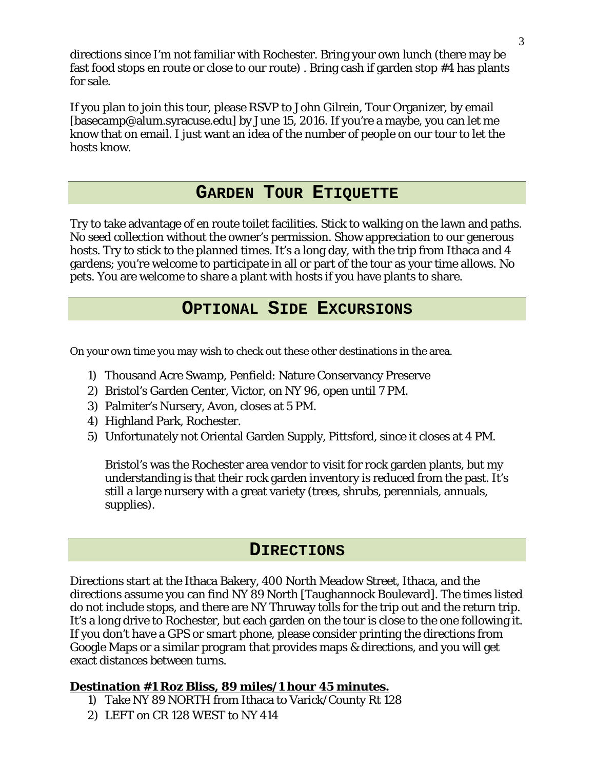directions since I'm not familiar with Rochester. Bring your own lunch (there may be fast food stops en route or close to our route) . Bring cash if garden stop #4 has plants for sale.

If you plan to join this tour, please RSVP to John Gilrein, Tour Organizer, by email [basecamp@alum.syracuse.edu] by June 15, 2016. If you're a maybe, you can let me know that on email. I just want an idea of the number of people on our tour to let the hosts know.

## Garden Tour Etiquette

Try to take advantage of en route toilet facilities. Stick to walking on the lawn and paths. No seed collection without the owner's permission. Show appreciation to our generous hosts. Try to stick to the planned times. It's a long day, with the trip from Ithaca and 4 gardens; you're welcome to participate in all or part of the tour as your time allows. No pets. You are welcome to share a plant with hosts if you have plants to share.

## Optional Side Excursions

On your own time you may wish to check out these other destinations in the area.

1) Thousand Acre Swamp, Penfield: Nature Conservancy Preserve
2) Bristol's Garden Center, Victor, on NY 96, open until 7 PM.
3) Palmiter's Nursery, Avon, closes at 5 PM.
4) Highland Park, Rochester.
5) Unfortunately not Oriental Garden Supply, Pittsford, since it closes at 4 PM.

   Bristol's was the Rochester area vendor to visit for rock garden plants, but my understanding is that their rock garden inventory is reduced from the past. It's still a large nursery with a great variety (trees, shrubs, perennials, annuals, supplies).

## Directions

Directions start at the Ithaca Bakery, 400 North Meadow Street, Ithaca, and the directions assume you can find NY 89 North [Taughannock Boulevard]. The times listed do not include stops, and there are NY Thruway tolls for the trip out and the return trip. It's a long drive to Rochester, but each garden on the tour is close to the one following it. If you don't have a GPS or smart phone, please consider printing the directions from Google Maps or a similar program that provides maps & directions, and you will get exact distances between turns.

**Destination #1 Roz Bliss, 89 miles/1 hour 45 minutes.**

1) Take NY 89 NORTH from Ithaca to Varick/County Rt 128
2) LEFT on CR 128 WEST to NY 414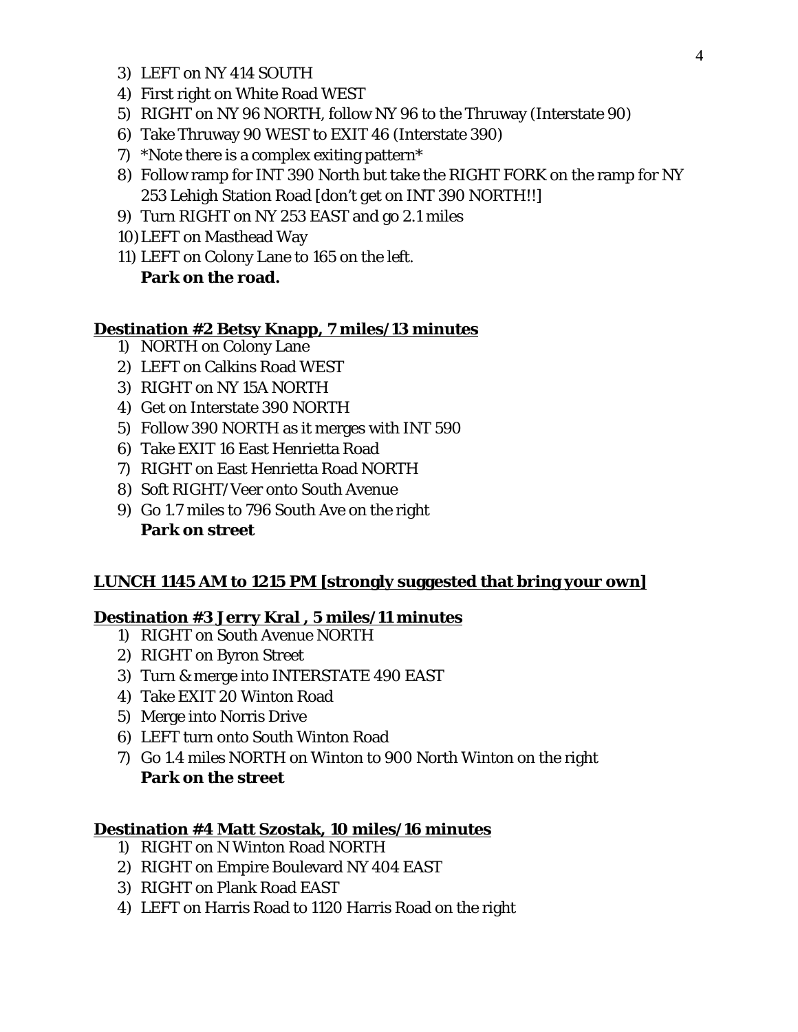3) LEFT on NY 414 SOUTH
4) First right on White Road WEST
5) RIGHT on NY 96 NORTH, follow NY 96 to the Thruway (Interstate 90)
6) Take Thruway 90 WEST to EXIT 46 (Interstate 390)
7) *Note there is a complex exiting pattern*
8) Follow ramp for INT 390 North but take the RIGHT FORK on the ramp for NY 253 Lehigh Station Road [don't get on INT 390 NORTH!!]
9) Turn RIGHT on NY 253 EAST and go 2.1 miles
10) LEFT on Masthead Way
11) LEFT on Colony Lane to 165 on the left.
    **Park on the road.**

**Destination #2 Betsy Knapp, 7 miles/13 minutes**

1) NORTH on Colony Lane
2) LEFT on Calkins Road WEST
3) RIGHT on NY 15A NORTH
4) Get on Interstate 390 NORTH
5) Follow 390 NORTH as it merges with INT 590
6) Take EXIT 16 East Henrietta Road
7) RIGHT on East Henrietta Road NORTH
8) Soft RIGHT/Veer onto South Avenue
9) Go 1.7 miles to 796 South Ave on the right
    **Park on street**

**LUNCH 1145 AM to 1215 PM [strongly suggested that bring your own]**

**Destination #3 Jerry Kral , 5 miles/11 minutes**

1) RIGHT on South Avenue NORTH
2) RIGHT on Byron Street
3) Turn & merge into INTERSTATE 490 EAST
4) Take EXIT 20 Winton Road
5) Merge into Norris Drive
6) LEFT turn onto South Winton Road
7) Go 1.4 miles NORTH on Winton to 900 North Winton on the right
    **Park on the street**

**Destination #4 Matt Szostak, 10 miles/16 minutes**

1) RIGHT on N Winton Road NORTH
2) RIGHT on Empire Boulevard NY 404 EAST
3) RIGHT on Plank Road EAST
4) LEFT on Harris Road to 1120 Harris Road on the right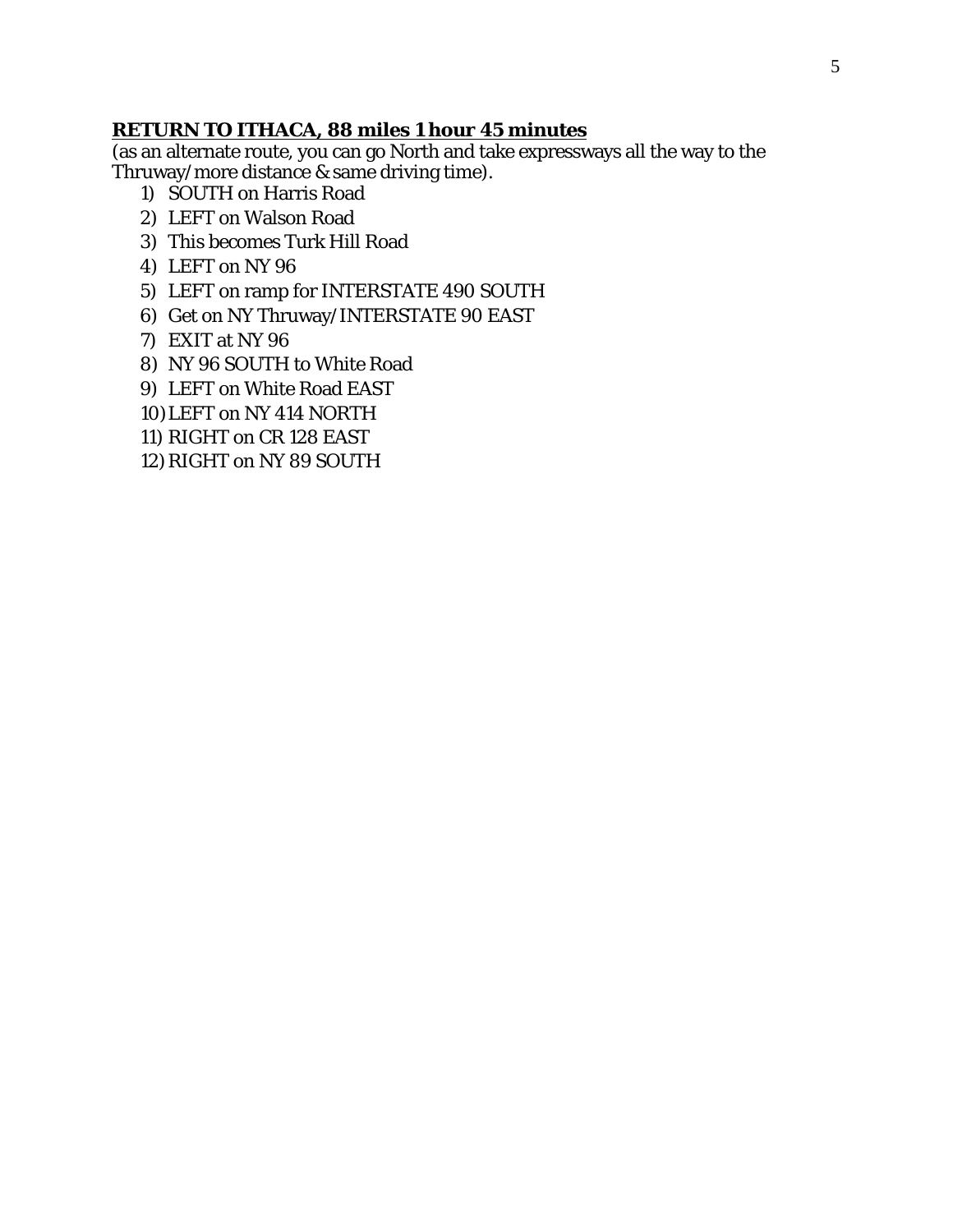**<u>RETURN TO ITHACA, 88 miles 1 hour 45 minutes</u>**

(as an alternate route, you can go North and take expressways all the way to the Thruway/more distance & same driving time).

1) SOUTH on Harris Road
2) LEFT on Walson Road
3) This becomes Turk Hill Road
4) LEFT on NY 96
5) LEFT on ramp for INTERSTATE 490 SOUTH
6) Get on NY Thruway/INTERSTATE 90 EAST
7) EXIT at NY 96
8) NY 96 SOUTH to White Road
9) LEFT on White Road EAST
10) LEFT on NY 414 NORTH
11) RIGHT on CR 128 EAST
12) RIGHT on NY 89 SOUTH